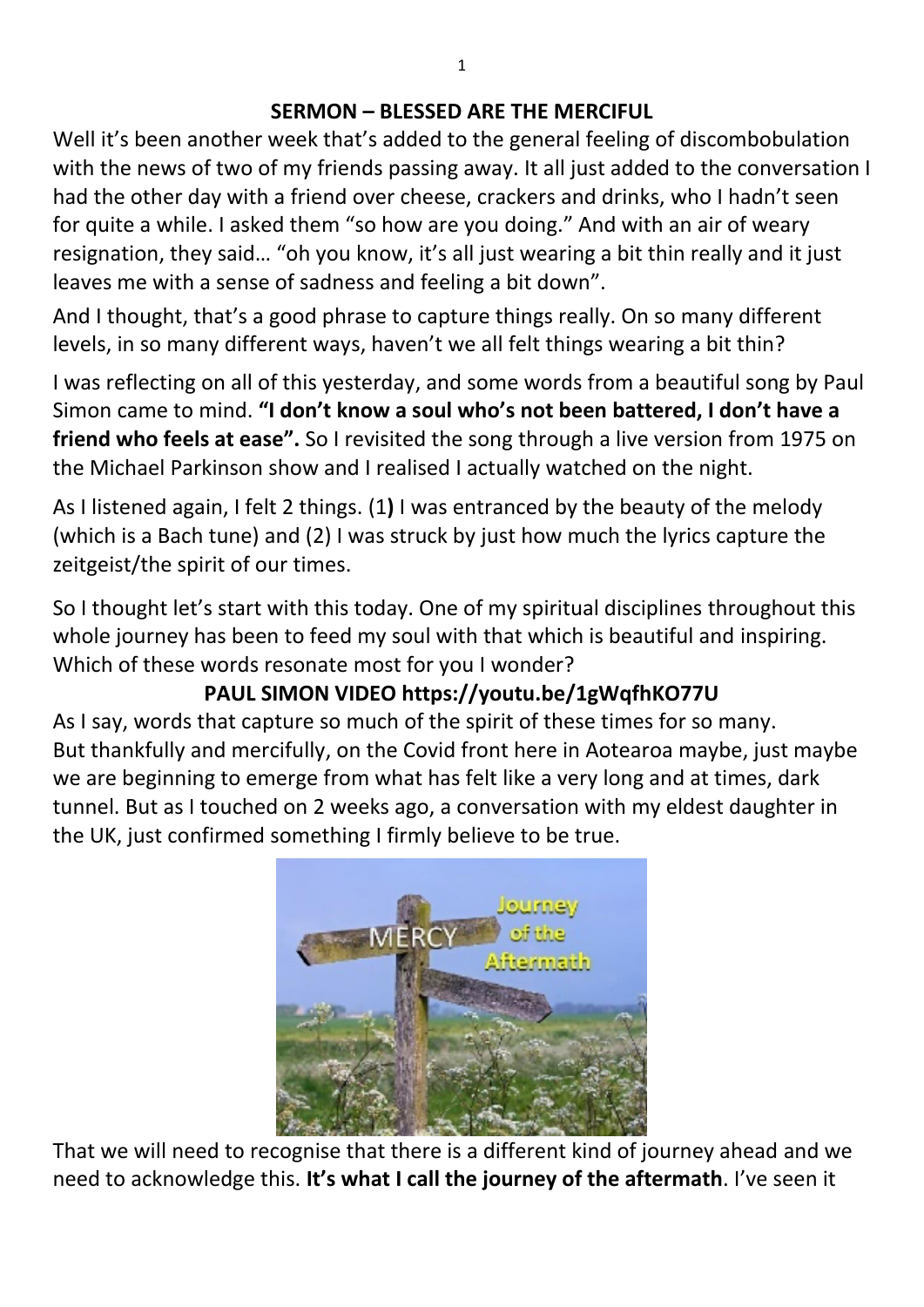# SERMON – BLESSED ARE THE MERCIFUL

Well it's been another week that's added to the general feeling of discombobulation with the news of two of my friends passing away. It all just added to the conversation I had the other day with a friend over cheese, crackers and drinks, who I hadn't seen for quite a while. I asked them "so how are you doing." And with an air of weary resignation, they said… "oh you know, it's all just wearing a bit thin really and it just leaves me with a sense of sadness and feeling a bit down".

And I thought, that's a good phrase to capture things really. On so many different levels, in so many different ways, haven't we all felt things wearing a bit thin?

I was reflecting on all of this yesterday, and some words from a beautiful song by Paul Simon came to mind. **"I don't know a soul who's not been battered, I don't have a friend who feels at ease".** So I revisited the song through a live version from 1975 on the Michael Parkinson show and I realised I actually watched on the night.

As I listened again, I felt 2 things. (1**)** I was entranced by the beauty of the melody (which is a Bach tune) and (2) I was struck by just how much the lyrics capture the zeitgeist/the spirit of our times.

So I thought let's start with this today. One of my spiritual disciplines throughout this whole journey has been to feed my soul with that which is beautiful and inspiring. Which of these words resonate most for you I wonder?

**PAUL SIMON VIDEO https://youtu.be/1gWqfhKO77U**

As I say, words that capture so much of the spirit of these times for so many. But thankfully and mercifully, on the Covid front here in Aotearoa maybe, just maybe we are beginning to emerge from what has felt like a very long and at times, dark tunnel. But as I touched on 2 weeks ago, a conversation with my eldest daughter in the UK, just confirmed something I firmly believe to be true.

That we will need to recognise that there is a different kind of journey ahead and we need to acknowledge this. **It's what I call the journey of the aftermath**. I've seen it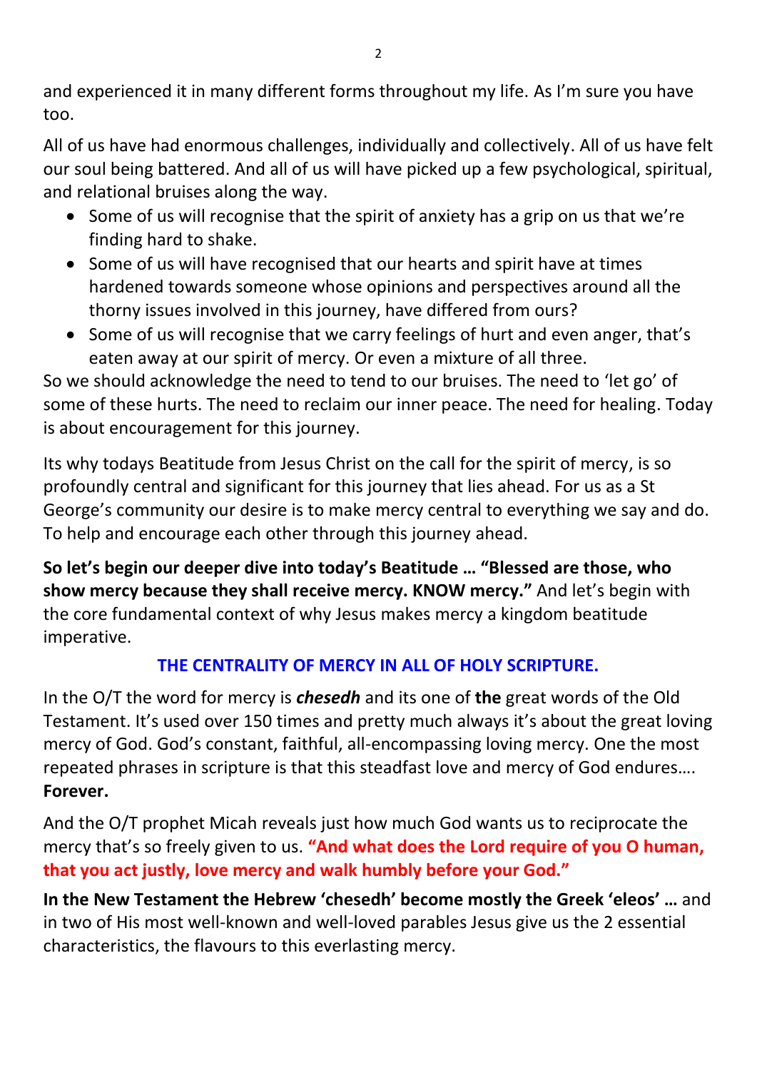and experienced it in many different forms throughout my life. As I'm sure you have too.

All of us have had enormous challenges, individually and collectively. All of us have felt our soul being battered. And all of us will have picked up a few psychological, spiritual, and relational bruises along the way.

- Some of us will recognise that the spirit of anxiety has a grip on us that we're finding hard to shake.
- Some of us will have recognised that our hearts and spirit have at times hardened towards someone whose opinions and perspectives around all the thorny issues involved in this journey, have differed from ours?
- Some of us will recognise that we carry feelings of hurt and even anger, that's eaten away at our spirit of mercy. Or even a mixture of all three.

So we should acknowledge the need to tend to our bruises. The need to 'let go' of some of these hurts. The need to reclaim our inner peace. The need for healing. Today is about encouragement for this journey.

Its why todays Beatitude from Jesus Christ on the call for the spirit of mercy, is so profoundly central and significant for this journey that lies ahead. For us as a St George's community our desire is to make mercy central to everything we say and do. To help and encourage each other through this journey ahead.

**So let's begin our deeper dive into today's Beatitude … "Blessed are those, who show mercy because they shall receive mercy. KNOW mercy."** And let's begin with the core fundamental context of why Jesus makes mercy a kingdom beatitude imperative.

## THE CENTRALITY OF MERCY IN ALL OF HOLY SCRIPTURE.

In the O/T the word for mercy is ***chesedh*** and its one of **the** great words of the Old Testament. It's used over 150 times and pretty much always it's about the great loving mercy of God. God's constant, faithful, all-encompassing loving mercy. One the most repeated phrases in scripture is that this steadfast love and mercy of God endures…. **Forever.**

And the O/T prophet Micah reveals just how much God wants us to reciprocate the mercy that's so freely given to us. **"And what does the Lord require of you O human, that you act justly, love mercy and walk humbly before your God."**

**In the New Testament the Hebrew 'chesedh' become mostly the Greek 'eleos' …** and in two of His most well-known and well-loved parables Jesus give us the 2 essential characteristics, the flavours to this everlasting mercy.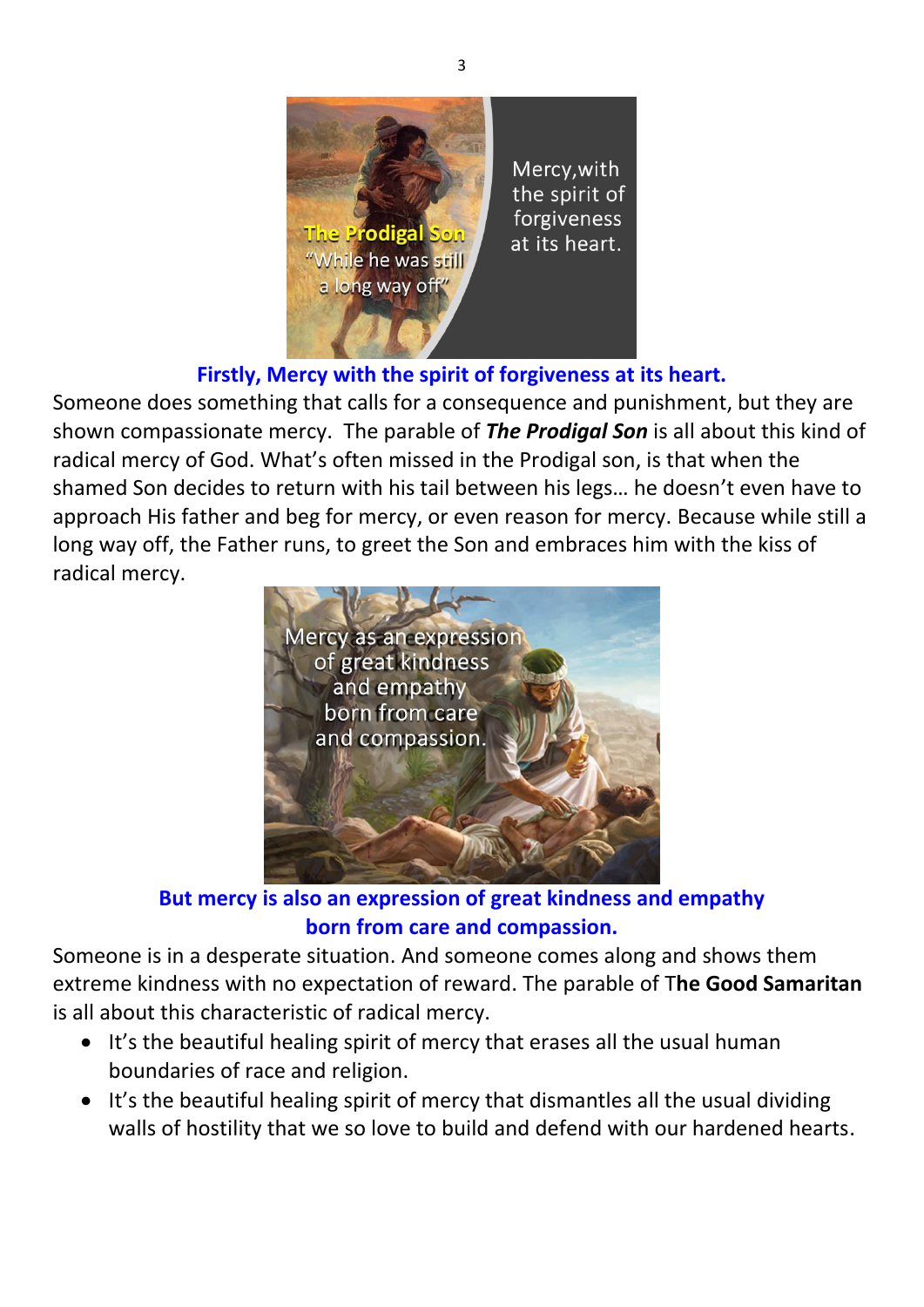**Firstly, Mercy with the spirit of forgiveness at its heart.**

Someone does something that calls for a consequence and punishment, but they are shown compassionate mercy. The parable of ***The Prodigal Son*** is all about this kind of radical mercy of God. What's often missed in the Prodigal son, is that when the shamed Son decides to return with his tail between his legs… he doesn't even have to approach His father and beg for mercy, or even reason for mercy. Because while still a long way off, the Father runs, to greet the Son and embraces him with the kiss of radical mercy.

**But mercy is also an expression of great kindness and empathy born from care and compassion.**

Someone is in a desperate situation. And someone comes along and shows them extreme kindness with no expectation of reward. The parable of T**he Good Samaritan** is all about this characteristic of radical mercy.

- It's the beautiful healing spirit of mercy that erases all the usual human boundaries of race and religion.
- It's the beautiful healing spirit of mercy that dismantles all the usual dividing walls of hostility that we so love to build and defend with our hardened hearts.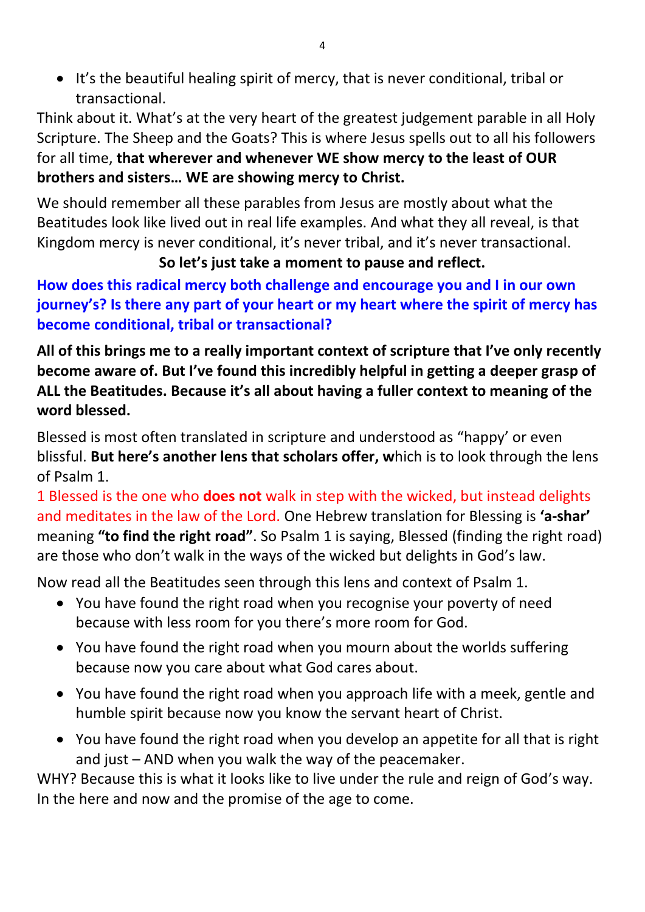- It's the beautiful healing spirit of mercy, that is never conditional, tribal or transactional.

Think about it. What's at the very heart of the greatest judgement parable in all Holy Scripture. The Sheep and the Goats? This is where Jesus spells out to all his followers for all time, **that wherever and whenever WE show mercy to the least of OUR brothers and sisters… WE are showing mercy to Christ.**

We should remember all these parables from Jesus are mostly about what the Beatitudes look like lived out in real life examples. And what they all reveal, is that Kingdom mercy is never conditional, it's never tribal, and it's never transactional.

**So let's just take a moment to pause and reflect.**

**How does this radical mercy both challenge and encourage you and I in our own journey's? Is there any part of your heart or my heart where the spirit of mercy has become conditional, tribal or transactional?**

**All of this brings me to a really important context of scripture that I've only recently become aware of. But I've found this incredibly helpful in getting a deeper grasp of ALL the Beatitudes. Because it's all about having a fuller context to meaning of the word blessed.**

Blessed is most often translated in scripture and understood as "happy' or even blissful. **But here's another lens that scholars offer, w**hich is to look through the lens of Psalm 1.

1 Blessed is the one who **does not** walk in step with the wicked, but instead delights and meditates in the law of the Lord. One Hebrew translation for Blessing is **'a-shar'** meaning **"to find the right road"**. So Psalm 1 is saying, Blessed (finding the right road) are those who don't walk in the ways of the wicked but delights in God's law.

Now read all the Beatitudes seen through this lens and context of Psalm 1.

- You have found the right road when you recognise your poverty of need because with less room for you there's more room for God.
- You have found the right road when you mourn about the worlds suffering because now you care about what God cares about.
- You have found the right road when you approach life with a meek, gentle and humble spirit because now you know the servant heart of Christ.
- You have found the right road when you develop an appetite for all that is right and just – AND when you walk the way of the peacemaker.

WHY? Because this is what it looks like to live under the rule and reign of God's way. In the here and now and the promise of the age to come.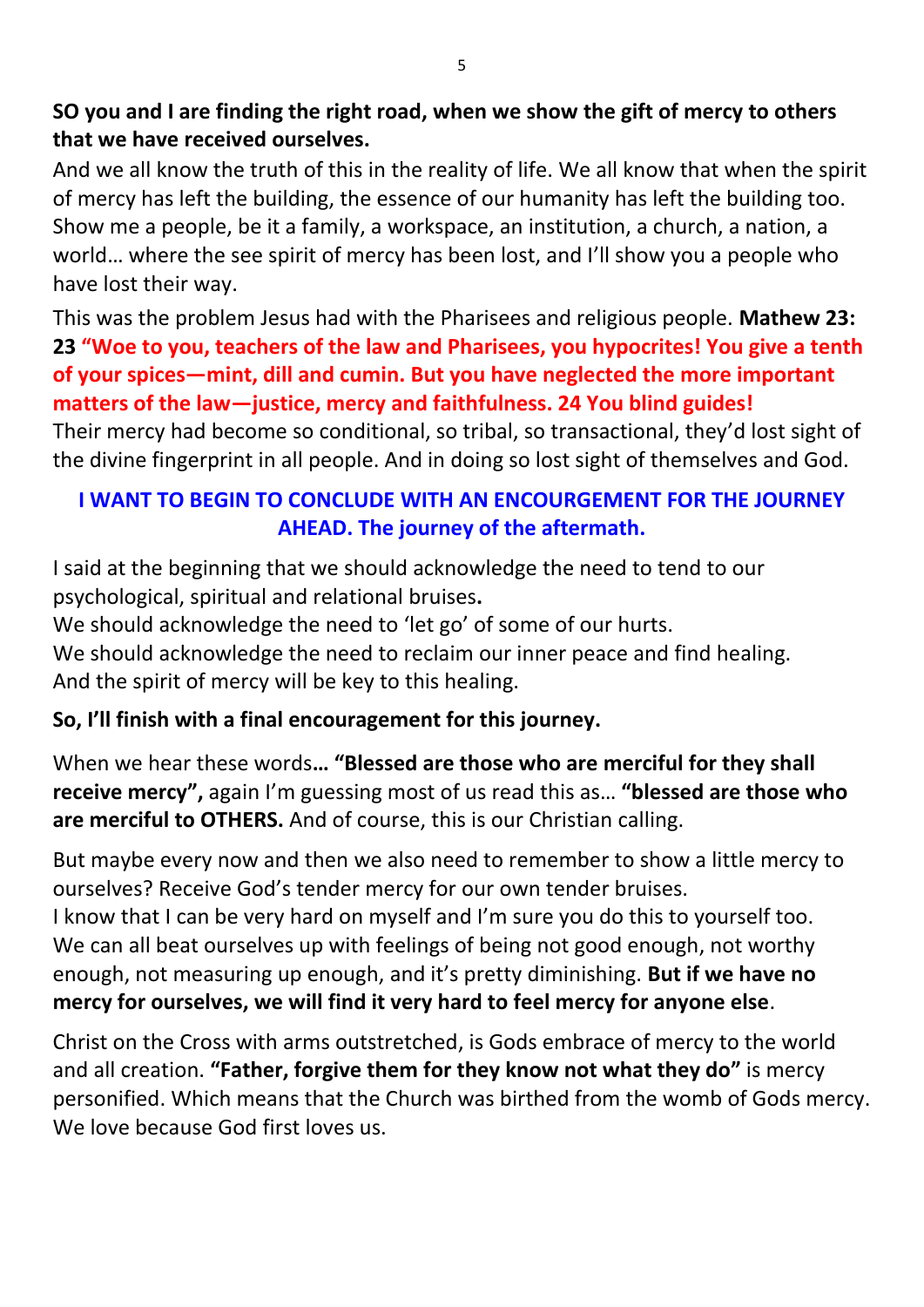**SO you and I are finding the right road, when we show the gift of mercy to others that we have received ourselves.**

And we all know the truth of this in the reality of life. We all know that when the spirit of mercy has left the building, the essence of our humanity has left the building too. Show me a people, be it a family, a workspace, an institution, a church, a nation, a world… where the see spirit of mercy has been lost, and I'll show you a people who have lost their way.

This was the problem Jesus had with the Pharisees and religious people. **Mathew 23: 23 "Woe to you, teachers of the law and Pharisees, you hypocrites! You give a tenth of your spices—mint, dill and cumin. But you have neglected the more important matters of the law—justice, mercy and faithfulness. 24 You blind guides!**

Their mercy had become so conditional, so tribal, so transactional, they'd lost sight of the divine fingerprint in all people. And in doing so lost sight of themselves and God.

**I WANT TO BEGIN TO CONCLUDE WITH AN ENCOURGEMENT FOR THE JOURNEY AHEAD. The journey of the aftermath.**

I said at the beginning that we should acknowledge the need to tend to our psychological, spiritual and relational bruises**.**

We should acknowledge the need to 'let go' of some of our hurts.

We should acknowledge the need to reclaim our inner peace and find healing.

And the spirit of mercy will be key to this healing.

**So, I'll finish with a final encouragement for this journey.**

When we hear these words**… "Blessed are those who are merciful for they shall receive mercy",** again I'm guessing most of us read this as… **"blessed are those who are merciful to OTHERS.** And of course, this is our Christian calling.

But maybe every now and then we also need to remember to show a little mercy to ourselves? Receive God's tender mercy for our own tender bruises.

I know that I can be very hard on myself and I'm sure you do this to yourself too. We can all beat ourselves up with feelings of being not good enough, not worthy enough, not measuring up enough, and it's pretty diminishing. **But if we have no mercy for ourselves, we will find it very hard to feel mercy for anyone else**.

Christ on the Cross with arms outstretched, is Gods embrace of mercy to the world and all creation. **"Father, forgive them for they know not what they do"** is mercy personified. Which means that the Church was birthed from the womb of Gods mercy. We love because God first loves us.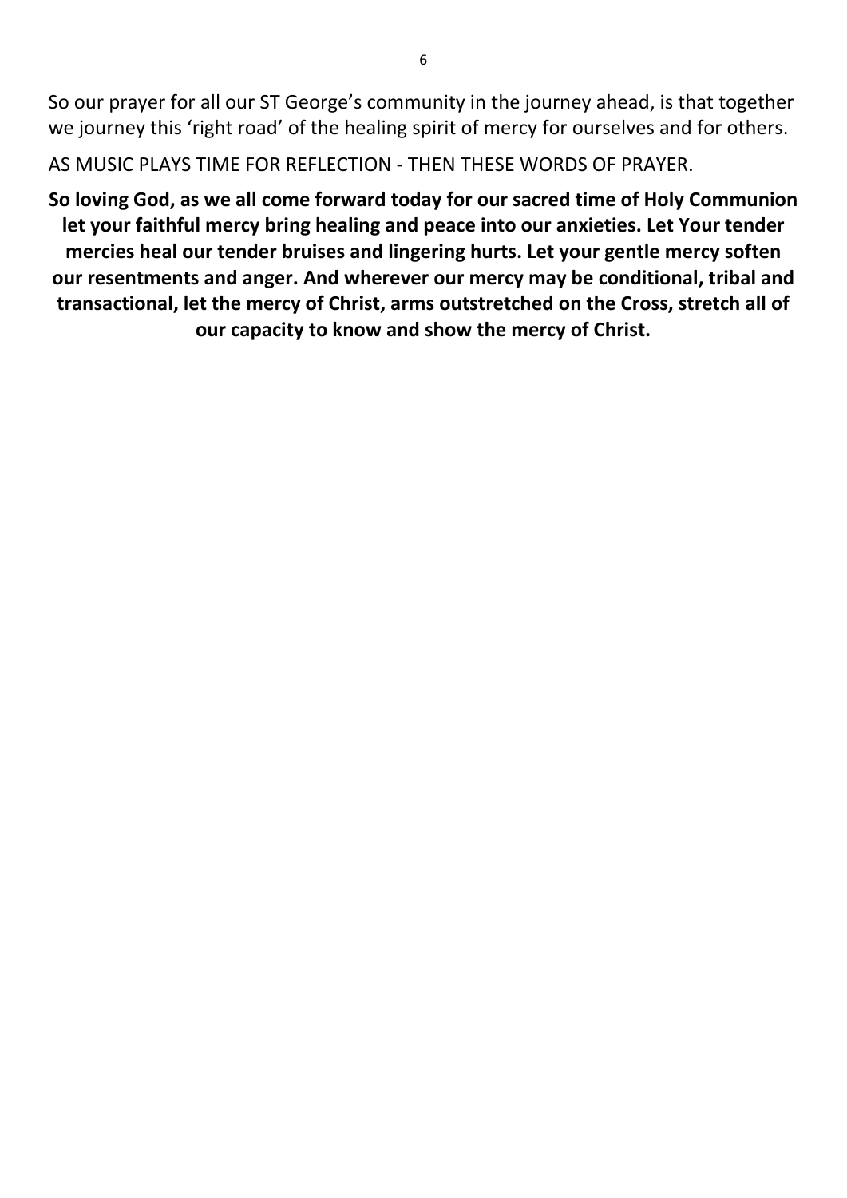So our prayer for all our ST George's community in the journey ahead, is that together we journey this 'right road' of the healing spirit of mercy for ourselves and for others.

AS MUSIC PLAYS TIME FOR REFLECTION - THEN THESE WORDS OF PRAYER.

**So loving God, as we all come forward today for our sacred time of Holy Communion let your faithful mercy bring healing and peace into our anxieties. Let Your tender mercies heal our tender bruises and lingering hurts. Let your gentle mercy soften our resentments and anger. And wherever our mercy may be conditional, tribal and transactional, let the mercy of Christ, arms outstretched on the Cross, stretch all of our capacity to know and show the mercy of Christ.**